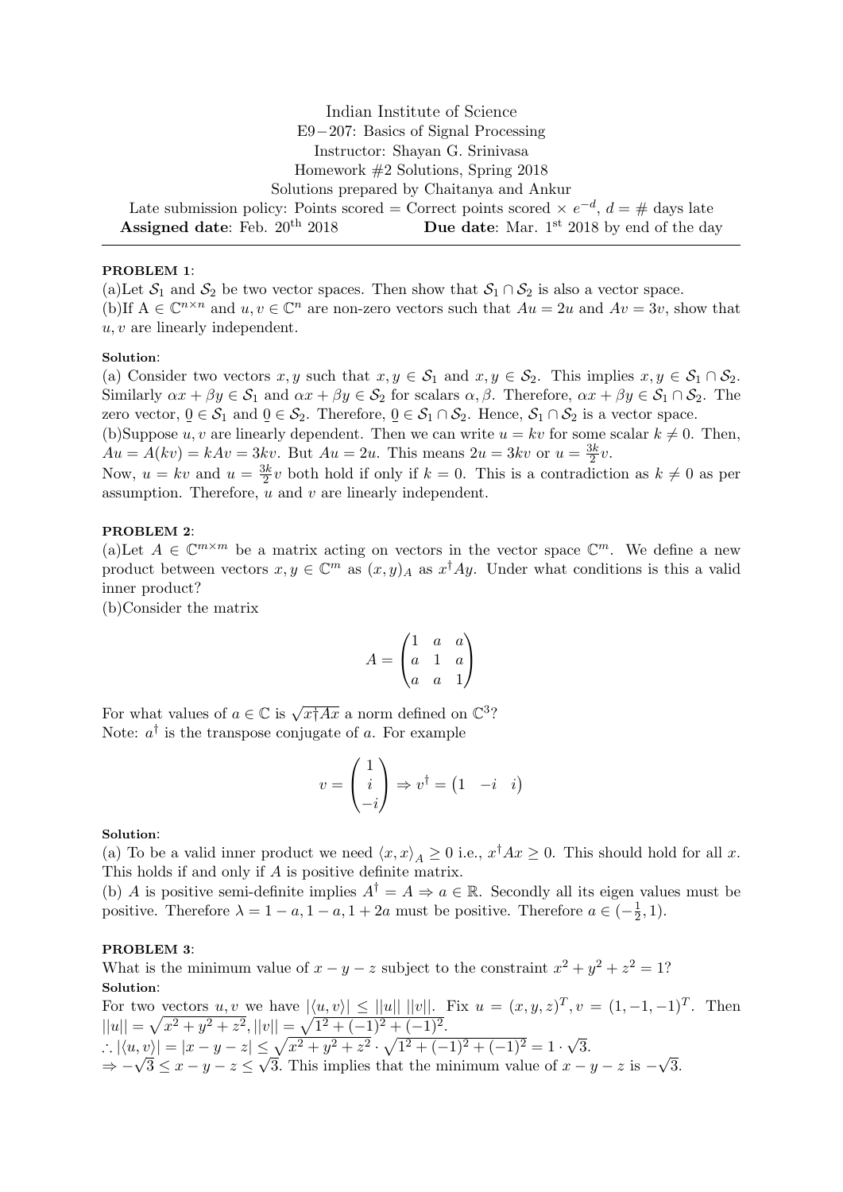Indian Institute of Science

E9−207: Basics of Signal Processing

Instructor: Shayan G. Srinivasa

Homework #2 Solutions, Spring 2018

Solutions prepared by Chaitanya and Ankur

Late submission policy: Points scored = Correct points scored × $e^{-d}$, $d$ = # days late

**Assigned date**: Feb. 20th 2018 **Due date**: Mar. 1st 2018 by end of the day

---

**PROBLEM 1**:

(a)Let $\mathcal{S}_1$ and $\mathcal{S}_2$ be two vector spaces. Then show that $\mathcal{S}_1 \cap \mathcal{S}_2$ is also a vector space.

(b)If $A \in \mathbb{C}^{n\times n}$ and $u, v \in \mathbb{C}^n$ are non-zero vectors such that $Au = 2u$ and $Av = 3v$, show that $u, v$ are linearly independent.

**Solution**:

(a) Consider two vectors $x, y$ such that $x, y \in \mathcal{S}_1$ and $x, y \in \mathcal{S}_2$. This implies $x, y \in \mathcal{S}_1 \cap \mathcal{S}_2$. Similarly $\alpha x + \beta y \in \mathcal{S}_1$ and $\alpha x + \beta y \in \mathcal{S}_2$ for scalars $\alpha, \beta$. Therefore, $\alpha x + \beta y \in \mathcal{S}_1 \cap \mathcal{S}_2$. The zero vector, $\underline{0} \in \mathcal{S}_1$ and $\underline{0} \in \mathcal{S}_2$. Therefore, $\underline{0} \in \mathcal{S}_1 \cap \mathcal{S}_2$. Hence, $\mathcal{S}_1 \cap \mathcal{S}_2$ is a vector space.

(b)Suppose $u, v$ are linearly dependent. Then we can write $u = kv$ for some scalar $k \neq 0$. Then, $Au = A(kv) = kAv = 3kv$. But $Au = 2u$. This means $2u = 3kv$ or $u = \frac{3k}{2}v$.

Now, $u = kv$ and $u = \frac{3k}{2}v$ both hold if only if $k = 0$. This is a contradiction as $k \neq 0$ as per assumption. Therefore, $u$ and $v$ are linearly independent.

**PROBLEM 2**:

(a)Let $A \in \mathbb{C}^{m\times m}$ be a matrix acting on vectors in the vector space $\mathbb{C}^m$. We define a new product between vectors $x, y \in \mathbb{C}^m$ as $(x, y)_A$ as $x^\dagger A y$. Under what conditions is this a valid inner product?

(b)Consider the matrix

$$A = \begin{pmatrix} 1 & a & a \\ a & 1 & a \\ a & a & 1 \end{pmatrix}$$

For what values of $a \in \mathbb{C}$ is $\sqrt{x\dagger Ax}$ a norm defined on $\mathbb{C}^3$?

Note: $a^\dagger$ is the transpose conjugate of $a$. For example

$$v = \begin{pmatrix} 1 \\ i \\ -i \end{pmatrix} \Rightarrow v^\dagger = \begin{pmatrix} 1 & -i & i \end{pmatrix}$$

**Solution**:

(a) To be a valid inner product we need $\langle x, x\rangle_A \geq 0$ i.e., $x^\dagger Ax \geq 0$. This should hold for all $x$. This holds if and only if $A$ is positive definite matrix.

(b) $A$ is positive semi-definite implies $A^\dagger = A \Rightarrow a \in \mathbb{R}$. Secondly all its eigen values must be positive. Therefore $\lambda = 1 - a, 1 - a, 1 + 2a$ must be positive. Therefore $a \in (-\frac{1}{2}, 1)$.

**PROBLEM 3**:

What is the minimum value of $x - y - z$ subject to the constraint $x^2 + y^2 + z^2 = 1$?

**Solution**:

For two vectors $u, v$ we have $|\langle u, v\rangle| \leq ||u||\ ||v||$. Fix $u = (x, y, z)^T, v = (1, -1, -1)^T$. Then $||u|| = \sqrt{x^2 + y^2 + z^2}, ||v|| = \sqrt{1^2 + (-1)^2 + (-1)^2}$.

$\therefore |\langle u, v\rangle| = |x - y - z| \leq \sqrt{x^2 + y^2 + z^2} \cdot \sqrt{1^2 + (-1)^2 + (-1)^2} = 1 \cdot \sqrt{3}$.

$\Rightarrow -\sqrt{3} \leq x - y - z \leq \sqrt{3}$. This implies that the minimum value of $x - y - z$ is $-\sqrt{3}$.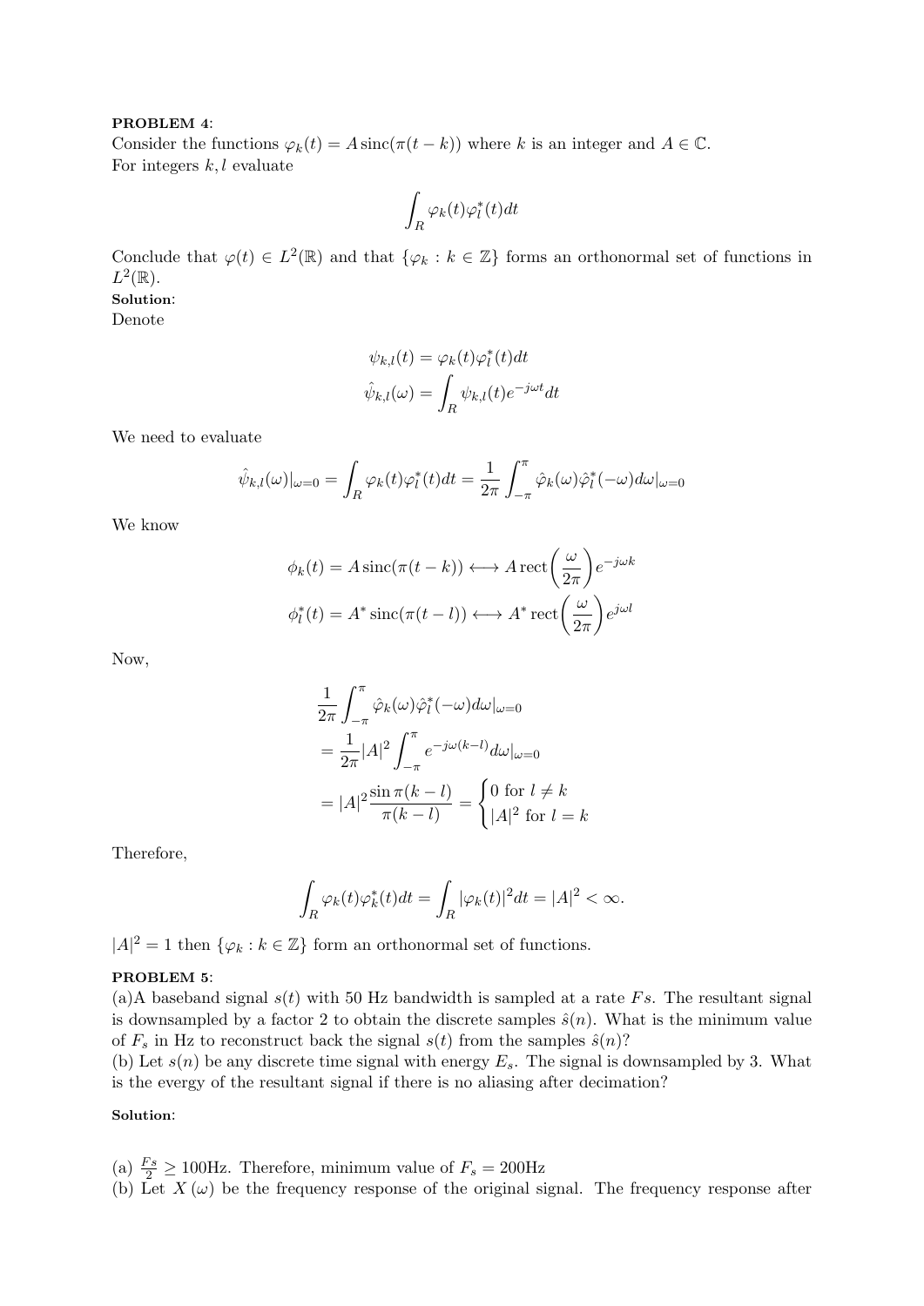**PROBLEM 4**:
Consider the functions $\varphi_k(t) = A\,\text{sinc}(\pi(t-k))$ where $k$ is an integer and $A \in \mathbb{C}$.
For integers $k, l$ evaluate

$$\int_R \varphi_k(t)\varphi_l^*(t)dt$$

Conclude that $\varphi(t) \in L^2(\mathbb{R})$ and that $\{\varphi_k : k \in \mathbb{Z}\}$ forms an orthonormal set of functions in $L^2(\mathbb{R})$.

**Solution**:
Denote

$$\psi_{k,l}(t) = \varphi_k(t)\varphi_l^*(t)dt$$

$$\hat{\psi}_{k,l}(\omega) = \int_R \psi_{k,l}(t)e^{-j\omega t}dt$$

We need to evaluate

$$\hat{\psi}_{k,l}(\omega)|_{\omega=0} = \int_R \varphi_k(t)\varphi_l^*(t)dt = \frac{1}{2\pi}\int_{-\pi}^{\pi} \hat{\varphi}_k(\omega)\hat{\varphi}_l^*(-\omega)d\omega|_{\omega=0}$$

We know

$$\phi_k(t) = A\,\text{sinc}(\pi(t-k)) \longleftrightarrow A\,\text{rect}\left(\frac{\omega}{2\pi}\right)e^{-j\omega k}$$

$$\phi_l^*(t) = A^*\,\text{sinc}(\pi(t-l)) \longleftrightarrow A^*\,\text{rect}\left(\frac{\omega}{2\pi}\right)e^{j\omega l}$$

Now,

$$\begin{aligned}
&\frac{1}{2\pi}\int_{-\pi}^{\pi} \hat{\varphi}_k(\omega)\hat{\varphi}_l^*(-\omega)d\omega|_{\omega=0} \\
&= \frac{1}{2\pi}|A|^2\int_{-\pi}^{\pi} e^{-j\omega(k-l)}d\omega|_{\omega=0} \\
&= |A|^2\frac{\sin\pi(k-l)}{\pi(k-l)} = \begin{cases} 0 \text{ for } l \neq k \\ |A|^2 \text{ for } l = k \end{cases}
\end{aligned}$$

Therefore,

$$\int_R \varphi_k(t)\varphi_k^*(t)dt = \int_R |\varphi_k(t)|^2 dt = |A|^2 < \infty.$$

$|A|^2 = 1$ then $\{\varphi_k : k \in \mathbb{Z}\}$ form an orthonormal set of functions.

**PROBLEM 5**:
(a)A baseband signal $s(t)$ with 50 Hz bandwidth is sampled at a rate $Fs$. The resultant signal is downsampled by a factor 2 to obtain the discrete samples $\hat{s}(n)$. What is the minimum value of $F_s$ in Hz to reconstruct back the signal $s(t)$ from the samples $\hat{s}(n)$?
(b) Let $s(n)$ be any discrete time signal with energy $E_s$. The signal is downsampled by 3. What is the evergy of the resultant signal if there is no aliasing after decimation?

**Solution**:

(a) $\frac{Fs}{2} \geq 100$Hz. Therefore, minimum value of $F_s = 200$Hz
(b) Let $X(\omega)$ be the frequency response of the original signal. The frequency response after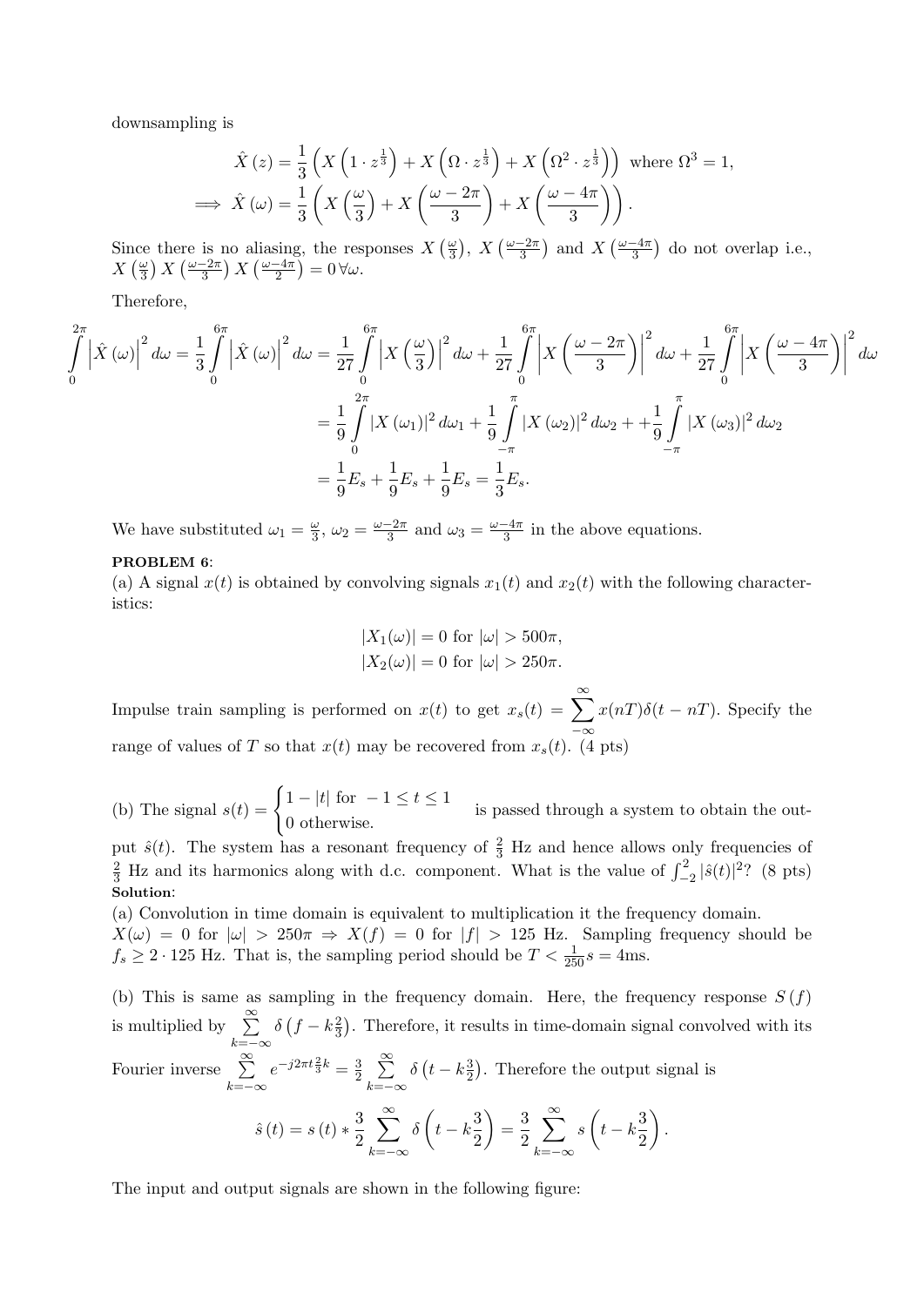downsampling is

$$\hat{X}(z) = \frac{1}{3}\left(X\left(1 \cdot z^{\frac{1}{3}}\right) + X\left(\Omega \cdot z^{\frac{1}{3}}\right) + X\left(\Omega^2 \cdot z^{\frac{1}{3}}\right)\right) \text{ where } \Omega^3 = 1,$$

$$\implies \hat{X}(\omega) = \frac{1}{3}\left(X\left(\frac{\omega}{3}\right) + X\left(\frac{\omega - 2\pi}{3}\right) + X\left(\frac{\omega - 4\pi}{3}\right)\right).$$

Since there is no aliasing, the responses $X\left(\frac{\omega}{3}\right)$, $X\left(\frac{\omega-2\pi}{3}\right)$ and $X\left(\frac{\omega-4\pi}{3}\right)$ do not overlap i.e., $X\left(\frac{\omega}{3}\right) X\left(\frac{\omega-2\pi}{3}\right) X\left(\frac{\omega-4\pi}{2}\right) = 0 \, \forall \omega$.

Therefore,

$$\int_0^{2\pi} \left|\hat{X}(\omega)\right|^2 d\omega = \frac{1}{3}\int_0^{6\pi} \left|\hat{X}(\omega)\right|^2 d\omega = \frac{1}{27}\int_0^{6\pi} \left|X\left(\frac{\omega}{3}\right)\right|^2 d\omega + \frac{1}{27}\int_0^{6\pi} \left|X\left(\frac{\omega - 2\pi}{3}\right)\right|^2 d\omega + \frac{1}{27}\int_0^{6\pi} \left|X\left(\frac{\omega - 4\pi}{3}\right)\right|^2 d\omega$$

$$= \frac{1}{9}\int_0^{2\pi} |X(\omega_1)|^2 d\omega_1 + \frac{1}{9}\int_{-\pi}^{\pi} |X(\omega_2)|^2 d\omega_2 + +\frac{1}{9}\int_{-\pi}^{\pi} |X(\omega_3)|^2 d\omega_2$$

$$= \frac{1}{9}E_s + \frac{1}{9}E_s + \frac{1}{9}E_s = \frac{1}{3}E_s.$$

We have substituted $\omega_1 = \frac{\omega}{3}$, $\omega_2 = \frac{\omega - 2\pi}{3}$ and $\omega_3 = \frac{\omega - 4\pi}{3}$ in the above equations.

**PROBLEM 6**:

(a) A signal $x(t)$ is obtained by convolving signals $x_1(t)$ and $x_2(t)$ with the following characteristics:

$$|X_1(\omega)| = 0 \text{ for } |\omega| > 500\pi,$$
$$|X_2(\omega)| = 0 \text{ for } |\omega| > 250\pi.$$

Impulse train sampling is performed on $x(t)$ to get $x_s(t) = \sum_{-\infty}^{\infty} x(nT)\delta(t - nT)$. Specify the range of values of $T$ so that $x(t)$ may be recovered from $x_s(t)$. (4 pts)

(b) The signal $s(t) = \begin{cases} 1 - |t| \text{ for } -1 \le t \le 1 \\ 0 \text{ otherwise.} \end{cases}$ is passed through a system to obtain the output $\hat{s}(t)$. The system has a resonant frequency of $\frac{2}{3}$ Hz and hence allows only frequencies of $\frac{2}{3}$ Hz and its harmonics along with d.c. component. What is the value of $\int_{-2}^{2} |\hat{s}(t)|^2$? (8 pts)

**Solution**:

(a) Convolution in time domain is equivalent to multiplication it the frequency domain. $X(\omega) = 0$ for $|\omega| > 250\pi \Rightarrow X(f) = 0$ for $|f| > 125$ Hz. Sampling frequency should be $f_s \ge 2 \cdot 125$ Hz. That is, the sampling period should be $T < \frac{1}{250}s = 4$ms.

(b) This is same as sampling in the frequency domain. Here, the frequency response $S(f)$ is multiplied by $\sum_{k=-\infty}^{\infty} \delta\left(f - k\frac{2}{3}\right)$. Therefore, it results in time-domain signal convolved with its Fourier inverse $\sum_{k=-\infty}^{\infty} e^{-j2\pi t \frac{2}{3}k} = \frac{3}{2}\sum_{k=-\infty}^{\infty} \delta\left(t - k\frac{3}{2}\right)$. Therefore the output signal is

$$\hat{s}(t) = s(t) * \frac{3}{2}\sum_{k=-\infty}^{\infty} \delta\left(t - k\frac{3}{2}\right) = \frac{3}{2}\sum_{k=-\infty}^{\infty} s\left(t - k\frac{3}{2}\right).$$

The input and output signals are shown in the following figure: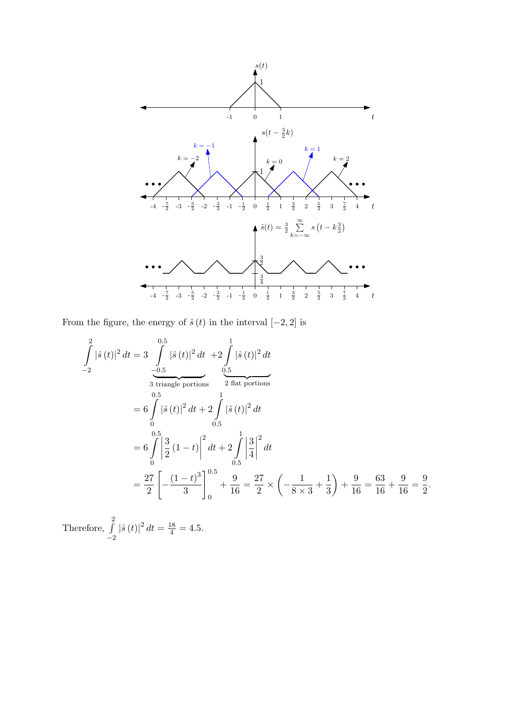$s(t)$

1

-1 0 1 $t$

$s(t-\frac{3}{2}k)$

$k=-1$ $k=1$ $k=-2$ $k=0$ $k=2$

1

-4 $-\frac{7}{2}$ -3 $-\frac{5}{2}$ -2 $-\frac{3}{2}$ -1 $-\frac{1}{2}$ 0 $\frac{1}{2}$ 1 $\frac{3}{2}$ 2 $\frac{5}{2}$ 3 $\frac{7}{2}$ 4 $t$

$\hat{s}(t) = \frac{3}{2}\sum_{k=-\infty}^{\infty} s\left(t - k\frac{3}{2}\right)$

$\frac{3}{2}$

$\frac{3}{4}$

-4 $-\frac{7}{2}$ -3 $-\frac{5}{2}$ -2 $-\frac{3}{2}$ -1 $-\frac{1}{2}$ 0 $\frac{1}{2}$ 1 $\frac{3}{2}$ 2 $\frac{5}{2}$ 3 $\frac{7}{2}$ 4 $t$

From the figure, the energy of $\hat{s}(t)$ in the interval $[-2, 2]$ is

$$
\begin{aligned}
\int_{-2}^{2} |\hat{s}(t)|^2 \, dt &= 3 \underbrace{\int_{-0.5}^{0.5} |\hat{s}(t)|^2 \, dt}_{\text{3 triangle portions}} + 2 \underbrace{\int_{0.5}^{1} |\hat{s}(t)|^2 \, dt}_{\text{2 flat portions}} \\
&= 6 \int_{0}^{0.5} |\hat{s}(t)|^2 \, dt + 2 \int_{0.5}^{1} |\hat{s}(t)|^2 \, dt \\
&= 6 \int_{0}^{0.5} \left| \frac{3}{2}(1-t) \right|^2 dt + 2 \int_{0.5}^{1} \left| \frac{3}{4} \right|^2 dt \\
&= \frac{27}{2} \left[ -\frac{(1-t)^3}{3} \right]_{0}^{0.5} + \frac{9}{16} = \frac{27}{2} \times \left( -\frac{1}{8 \times 3} + \frac{1}{3} \right) + \frac{9}{16} = \frac{63}{16} + \frac{9}{16} = \frac{9}{2}.
\end{aligned}
$$

Therefore, $\int_{-2}^{2} |\hat{s}(t)|^2 \, dt = \frac{18}{4} = 4.5$.